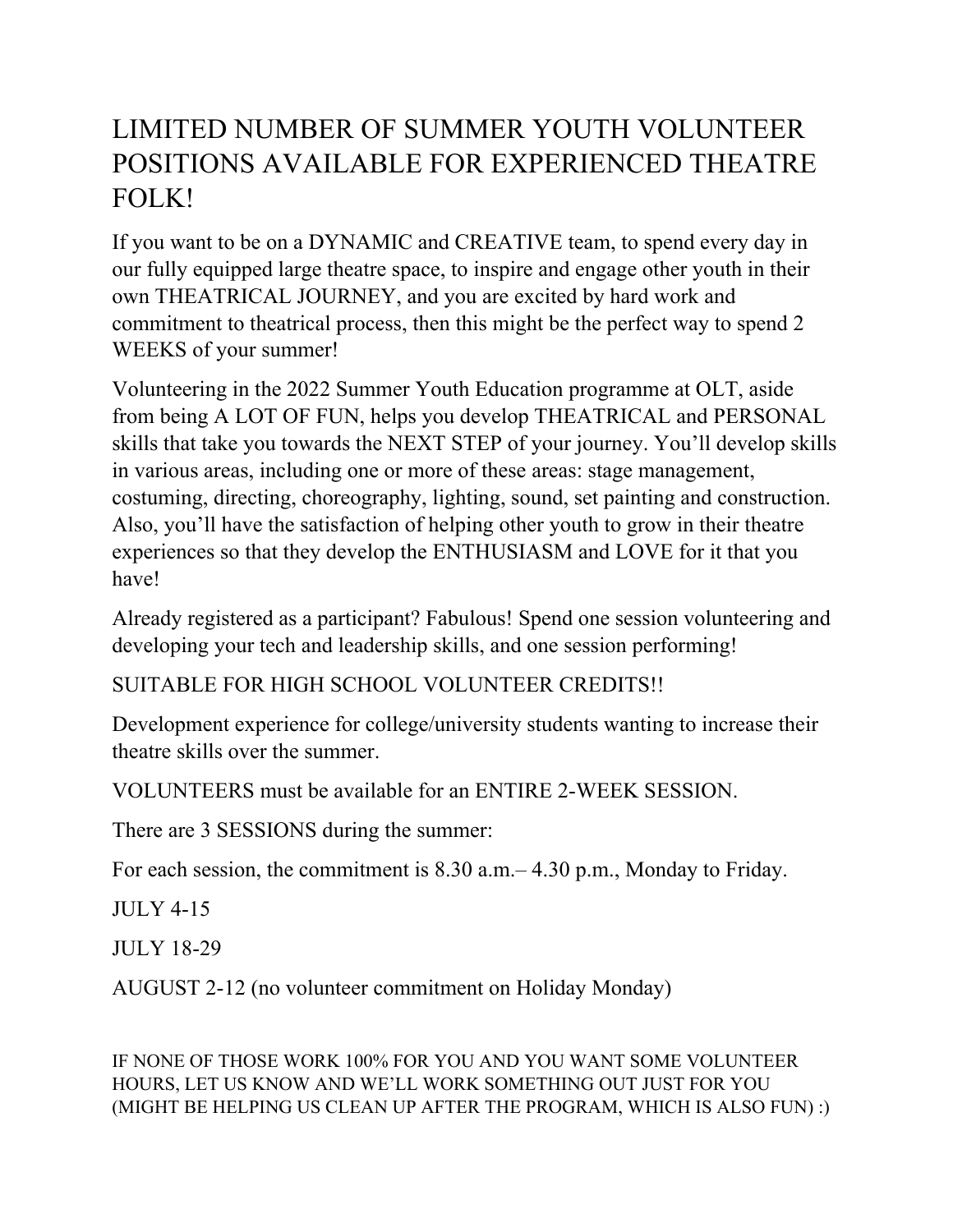# LIMITED NUMBER OF SUMMER YOUTH VOLUNTEER POSITIONS AVAILABLE FOR EXPERIENCED THEATRE FOLK!

If you want to be on a DYNAMIC and CREATIVE team, to spend every day in our fully equipped large theatre space, to inspire and engage other youth in their own THEATRICAL JOURNEY, and you are excited by hard work and commitment to theatrical process, then this might be the perfect way to spend 2 WEEKS of your summer!

Volunteering in the 2022 Summer Youth Education programme at OLT, aside from being A LOT OF FUN, helps you develop THEATRICAL and PERSONAL skills that take you towards the NEXT STEP of your journey. You'll develop skills in various areas, including one or more of these areas: stage management, costuming, directing, choreography, lighting, sound, set painting and construction. Also, you'll have the satisfaction of helping other youth to grow in their theatre experiences so that they develop the ENTHUSIASM and LOVE for it that you have!

Already registered as a participant? Fabulous! Spend one session volunteering and developing your tech and leadership skills, and one session performing!

SUITABLE FOR HIGH SCHOOL VOLUNTEER CREDITS!!

Development experience for college/university students wanting to increase their theatre skills over the summer.

VOLUNTEERS must be available for an ENTIRE 2-WEEK SESSION.

There are 3 SESSIONS during the summer:

For each session, the commitment is 8.30 a.m.– 4.30 p.m., Monday to Friday.

JULY 4-15

JULY 18-29

AUGUST 2-12 (no volunteer commitment on Holiday Monday)

IF NONE OF THOSE WORK 100% FOR YOU AND YOU WANT SOME VOLUNTEER HOURS, LET US KNOW AND WE'LL WORK SOMETHING OUT JUST FOR YOU (MIGHT BE HELPING US CLEAN UP AFTER THE PROGRAM, WHICH IS ALSO FUN) :)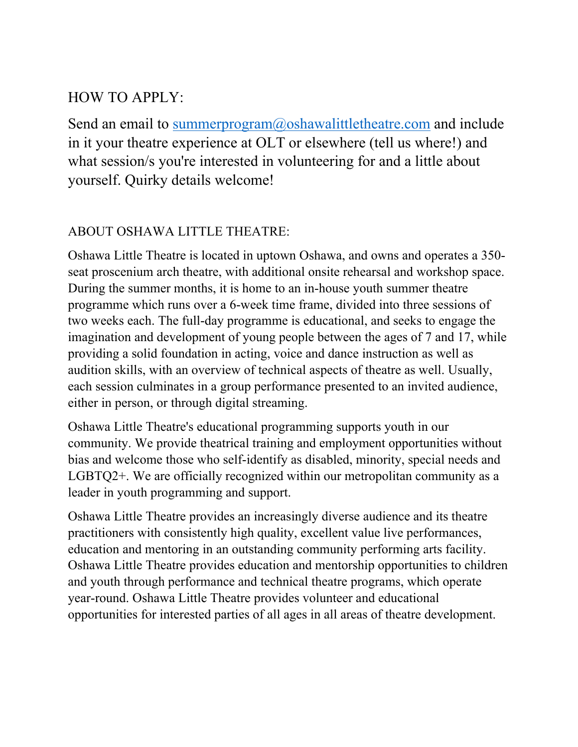## HOW TO APPLY:

Send an email to summerprogram@oshawalittletheatre.com and include in it your theatre experience at OLT or elsewhere (tell us where!) and what session/s you're interested in volunteering for and a little about yourself. Quirky details welcome!

## ABOUT OSHAWA LITTLE THEATRE:

Oshawa Little Theatre is located in uptown Oshawa, and owns and operates a 350-seat proscenium arch theatre, with additional onsite rehearsal and workshop space. During the summer months, it is home to an in-house youth summer theatre programme which runs over a 6-week time frame, divided into three sessions of two weeks each. The full-day programme is educational, and seeks to engage the imagination and development of young people between the ages of 7 and 17, while providing a solid foundation in acting, voice and dance instruction as well as audition skills, with an overview of technical aspects of theatre as well. Usually, each session culminates in a group performance presented to an invited audience, either in person, or through digital streaming.

Oshawa Little Theatre's educational programming supports youth in our community. We provide theatrical training and employment opportunities without bias and welcome those who self-identify as disabled, minority, special needs and LGBTQ2+. We are officially recognized within our metropolitan community as a leader in youth programming and support.

Oshawa Little Theatre provides an increasingly diverse audience and its theatre practitioners with consistently high quality, excellent value live performances, education and mentoring in an outstanding community performing arts facility. Oshawa Little Theatre provides education and mentorship opportunities to children and youth through performance and technical theatre programs, which operate year-round. Oshawa Little Theatre provides volunteer and educational opportunities for interested parties of all ages in all areas of theatre development.